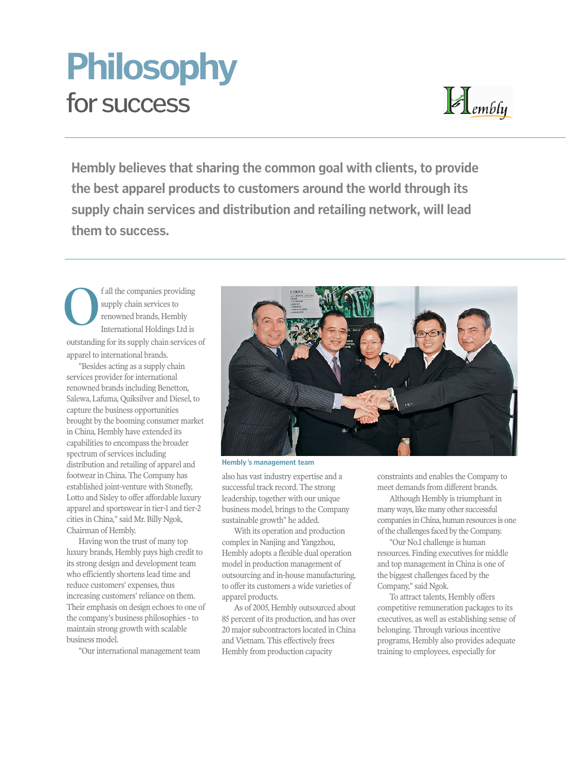# Philosophy
## for success

**Hembly believes that sharing the common goal with clients, to provide the best apparel products to customers around the world through its supply chain services and distribution and retailing network, will lead them to success.**

Of all the companies providing supply chain services to renowned brands, Hembly International Holdings Ltd is outstanding for its supply chain services of apparel to international brands.

"Besides acting as a supply chain services provider for international renowned brands including Benetton, Salewa, Lafuma, Quiksilver and Diesel, to capture the business opportunities brought by the booming consumer market in China, Hembly have extended its capabilities to encompass the broader spectrum of services including distribution and retailing of apparel and footwear in China. The Company has established joint-venture with Stonefly, Lotto and Sisley to offer affordable luxury apparel and sportswear in tier-1 and tier-2 cities in China," said Mr. Billy Ngok, Chairman of Hembly.

Having won the trust of many top luxury brands, Hembly pays high credit to its strong design and development team who efficiently shortens lead time and reduce customers' expenses, thus increasing customers' reliance on them. Their emphasis on design echoes to one of the company's business philosophies - to maintain strong growth with scalable business model.

"Our international management team also has vast industry expertise and a successful track record. The strong leadership, together with our unique business model, brings to the Company sustainable growth" he added.

Hembly's management team

With its operation and production complex in Nanjing and Yangzhou, Hembly adopts a flexible dual operation model in production management of outsourcing and in-house manufacturing, to offer its customers a wide varieties of apparel products.

As of 2005, Hembly outsourced about 85 percent of its production, and has over 20 major subcontractors located in China and Vietnam. This effectively frees Hembly from production capacity constraints and enables the Company to meet demands from different brands.

Although Hembly is triumphant in many ways, like many other successful companies in China, human resources is one of the challenges faced by the Company.

"Our No.1 challenge is human resources. Finding executives for middle and top management in China is one of the biggest challenges faced by the Company," said Ngok.

To attract talents, Hembly offers competitive remuneration packages to its executives, as well as establishing sense of belonging. Through various incentive programs, Hembly also provides adequate training to employees, especially for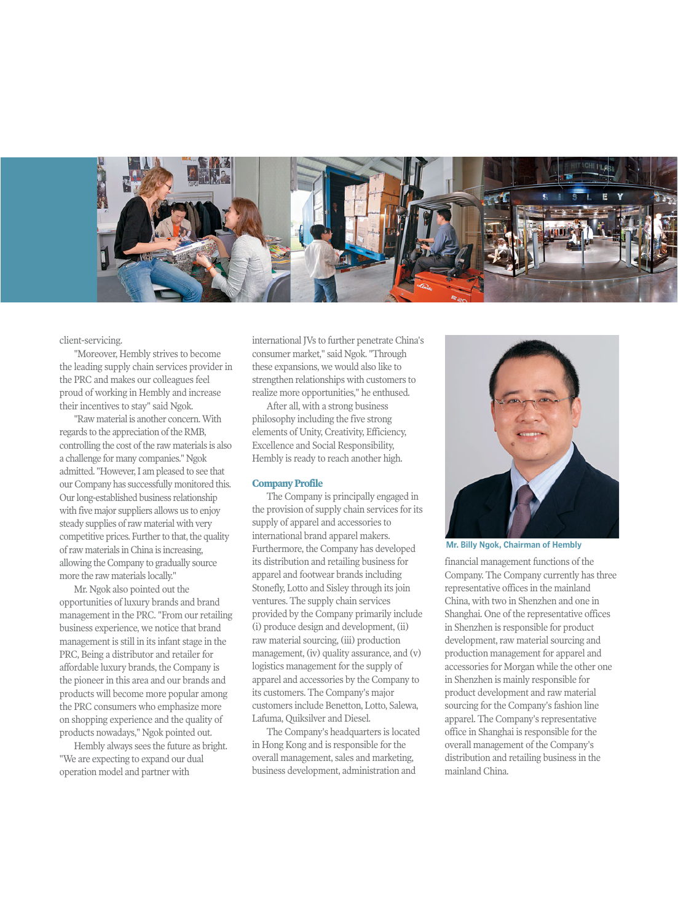client-servicing.

"Moreover, Hembly strives to become the leading supply chain services provider in the PRC and makes our colleagues feel proud of working in Hembly and increase their incentives to stay" said Ngok.

"Raw material is another concern. With regards to the appreciation of the RMB, controlling the cost of the raw materials is also a challenge for many companies." Ngok admitted. "However, I am pleased to see that our Company has successfully monitored this. Our long-established business relationship with five major suppliers allows us to enjoy steady supplies of raw material with very competitive prices. Further to that, the quality of raw materials in China is increasing, allowing the Company to gradually source more the raw materials locally."

Mr. Ngok also pointed out the opportunities of luxury brands and brand management in the PRC. "From our retailing business experience, we notice that brand management is still in its infant stage in the PRC, Being a distributor and retailer for affordable luxury brands, the Company is the pioneer in this area and our brands and products will become more popular among the PRC consumers who emphasize more on shopping experience and the quality of products nowadays," Ngok pointed out.

Hembly always sees the future as bright. "We are expecting to expand our dual operation model and partner with international JVs to further penetrate China's consumer market," said Ngok. "Through these expansions, we would also like to strengthen relationships with customers to realize more opportunities," he enthused.

After all, with a strong business philosophy including the five strong elements of Unity, Creativity, Efficiency, Excellence and Social Responsibility, Hembly is ready to reach another high.

## Company Profile

The Company is principally engaged in the provision of supply chain services for its supply of apparel and accessories to international brand apparel makers. Furthermore, the Company has developed its distribution and retailing business for apparel and footwear brands including Stonefly, Lotto and Sisley through its join ventures. The supply chain services provided by the Company primarily include (i) produce design and development, (ii) raw material sourcing, (iii) production management, (iv) quality assurance, and (v) logistics management for the supply of apparel and accessories by the Company to its customers. The Company's major customers include Benetton, Lotto, Salewa, Lafuma, Quiksilver and Diesel.

The Company's headquarters is located in Hong Kong and is responsible for the overall management, sales and marketing, business development, administration and financial management functions of the Company. The Company currently has three representative offices in the mainland China, with two in Shenzhen and one in Shanghai. One of the representative offices in Shenzhen is responsible for product development, raw material sourcing and production management for apparel and accessories for Morgan while the other one in Shenzhen is mainly responsible for product development and raw material sourcing for the Company's fashion line apparel. The Company's representative office in Shanghai is responsible for the overall management of the Company's distribution and retailing business in the mainland China.

Mr. Billy Ngok, Chairman of Hembly